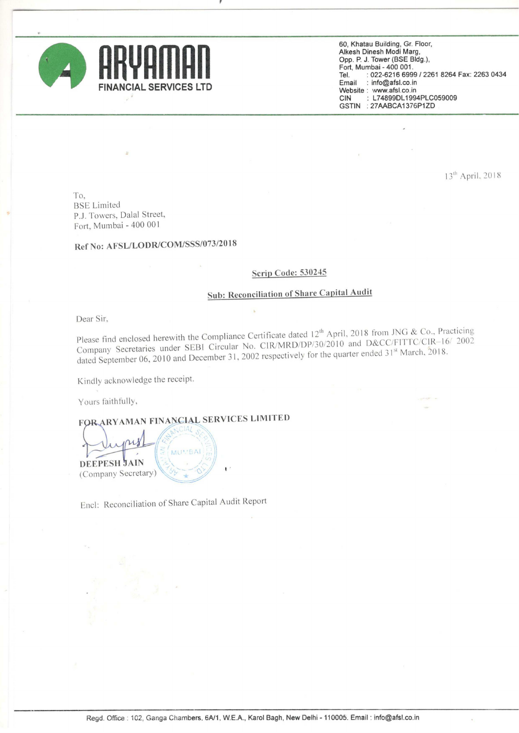**ARYAMAN**
**FINANCIAL SERVICES LTD**

60, Khatau Building, Gr. Floor,
Alkesh Dinesh Modi Marg,
Opp. P. J. Tower (BSE Bldg.),
Fort, Mumbai - 400 001.
Tel. : 022-6216 6999 / 2261 8264 Fax: 2263 0434
Email : info@afsl.co.in
Website : www.afsl.co.in
CIN : L74899DL1994PLC059009
GSTIN : 27AABCA1376P1ZD

13th April, 2018

To,
BSE Limited
P.J. Towers, Dalal Street,
Fort, Mumbai - 400 001

**Ref No: AFSL/LODR/COM/SSS/073/2018**

**Scrip Code: 530245**

**Sub: Reconciliation of Share Capital Audit**

Dear Sir,

Please find enclosed herewith the Compliance Certificate dated 12th April, 2018 from JNG & Co., Practicing Company Secretaries under SEBI Circular No. CIR/MRD/DP/30/2010 and D&CC/FITTC/CIR-16/ 2002 dated September 06, 2010 and December 31, 2002 respectively for the quarter ended 31st March, 2018.

Kindly acknowledge the receipt.

Yours faithfully,

**FOR ARYAMAN FINANCIAL SERVICES LIMITED**

**DEEPESH JAIN**
(Company Secretary)

Encl: Reconciliation of Share Capital Audit Report

Regd. Office : 102, Ganga Chambers, 6A/1, W.E.A., Karol Bagh, New Delhi - 110005. Email : info@afsl.co.in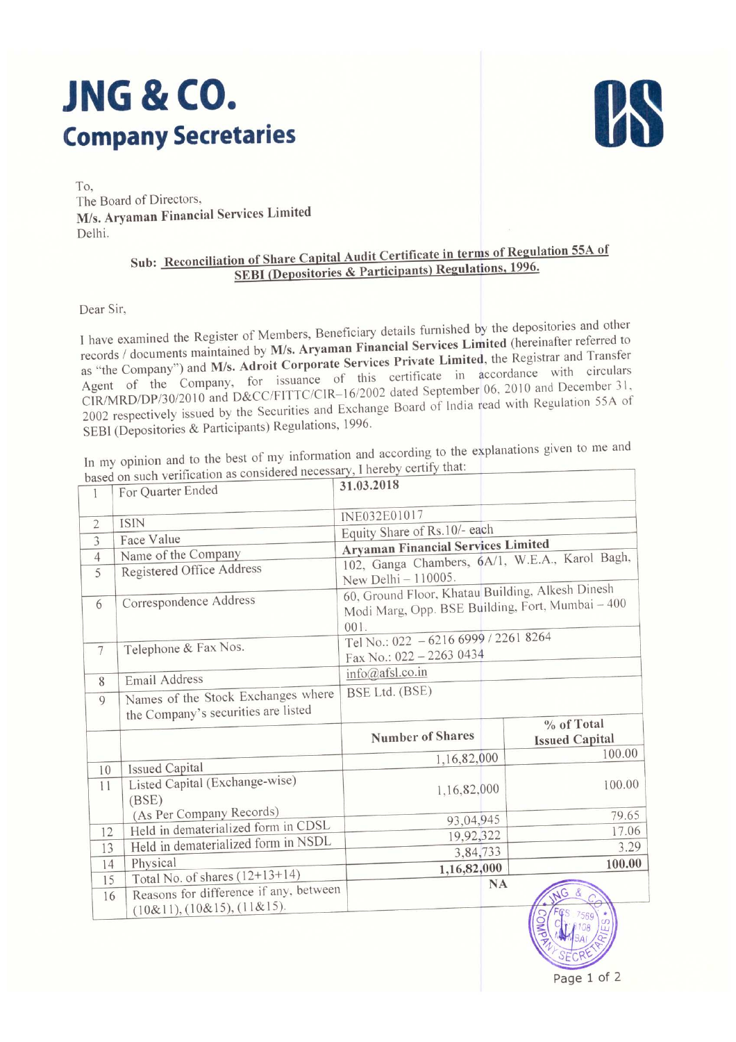# JNG & CO.

## Company Secretaries

To,
The Board of Directors,
**M/s. Aryaman Financial Services Limited**
Delhi.

**Sub: Reconciliation of Share Capital Audit Certificate in terms of Regulation 55A of SEBI (Depositories & Participants) Regulations, 1996.**

Dear Sir,

I have examined the Register of Members, Beneficiary details furnished by the depositories and other records / documents maintained by **M/s. Aryaman Financial Services Limited** (hereinafter referred to as "the Company") and **M/s. Adroit Corporate Services Private Limited**, the Registrar and Transfer Agent of the Company, for issuance of this certificate in accordance with circulars CIR/MRD/DP/30/2010 and D&CC/FITTC/CIR-16/2002 dated September 06, 2010 and December 31, 2002 respectively issued by the Securities and Exchange Board of India read with Regulation 55A of SEBI (Depositories & Participants) Regulations, 1996.

In my opinion and to the best of my information and according to the explanations given to me and based on such verification as considered necessary, I hereby certify that:

| | | | |
|---|---|---|---|
| 1 | For Quarter Ended | **31.03.2018** | |
| 2 | ISIN | INE032E01017 | |
| 3 | Face Value | Equity Share of Rs.10/- each | |
| 4 | Name of the Company | **Aryaman Financial Services Limited** | |
| 5 | Registered Office Address | 102, Ganga Chambers, 6A/1, W.E.A., Karol Bagh, New Delhi – 110005. | |
| 6 | Correspondence Address | 60, Ground Floor, Khatau Building, Alkesh Dinesh Modi Marg, Opp. BSE Building, Fort, Mumbai – 400 001. | |
| 7 | Telephone & Fax Nos. | Tel No.: 022 – 6216 6999 / 2261 8264<br>Fax No.: 022 – 2263 0434 | |
| 8 | Email Address | info@afsl.co.in | |
| 9 | Names of the Stock Exchanges where the Company's securities are listed | BSE Ltd. (BSE) | |
| | | **Number of Shares** | **% of Total Issued Capital** |
| 10 | Issued Capital | 1,16,82,000 | 100.00 |
| 11 | Listed Capital (Exchange-wise) (BSE) (As Per Company Records) | 1,16,82,000 | 100.00 |
| 12 | Held in dematerialized form in CDSL | 93,04,945 | 79.65 |
| 13 | Held in dematerialized form in NSDL | 19,92,322 | 17.06 |
| 14 | Physical | 3,84,733 | 3.29 |
| 15 | Total No. of shares (12+13+14) | **1,16,82,000** | **100.00** |
| 16 | Reasons for difference if any, between (10&11), (10&15), (11&15). | **NA** | |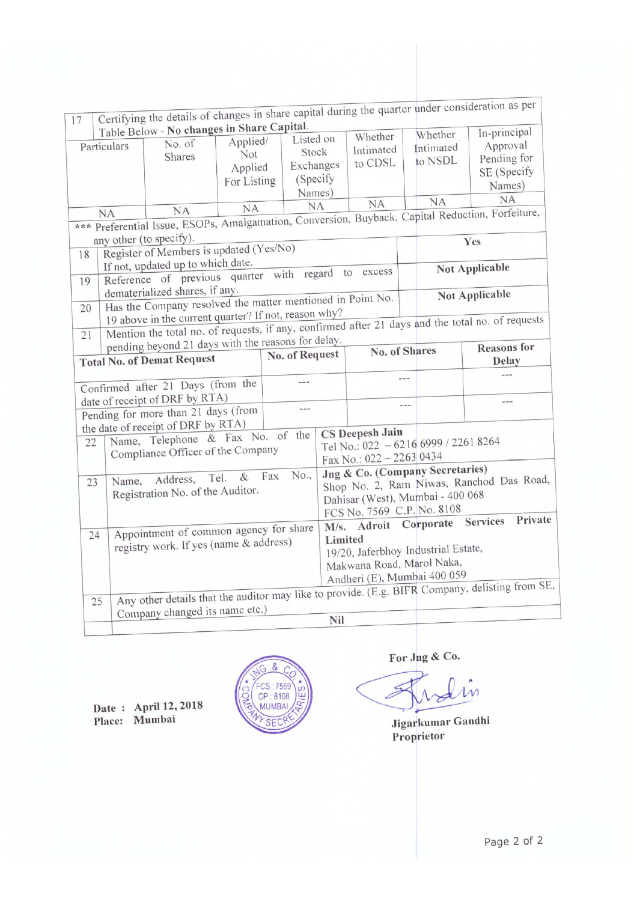| | | | | | | | |
|---|---|---|---|---|---|---|---|
| 17 | Certifying the details of changes in share capital during the quarter under consideration as per Table Below - **No changes in Share Capital**. | | | | | | |
| | Particulars | No. of Shares | Applied/ Not Applied For Listing | Listed on Stock Exchanges (Specify Names) | Whether Intimated to CDSL | Whether Intimated to NSDL | In-principal Approval Pending for SE (Specify Names) |
| | NA | NA | NA | NA | NA | NA | NA |

*** Preferential Issue, ESOPs, Amalgamation, Conversion, Buyback, Capital Reduction, Forfeiture, any other (to specify).

| | | |
|---|---|---|
| 18 | Register of Members is updated (Yes/No) If not, updated up to which date. | **Yes** |
| 19 | Reference of previous quarter with regard to excess dematerialized shares, if any. | **Not Applicable** |
| 20 | Has the Company resolved the matter mentioned in Point No. 19 above in the current quarter? If not, reason why? | **Not Applicable** |
| 21 | Mention the total no. of requests, if any, confirmed after 21 days and the total no. of requests pending beyond 21 days with the reasons for delay. | |

| **Total No. of Demat Request** | **No. of Request** | **No. of Shares** | **Reasons for Delay** |
|---|---|---|---|
| Confirmed after 21 Days (from the date of receipt of DRF by RTA) | --- | --- | --- |
| Pending for more than 21 days (from the date of receipt of DRF by RTA) | --- | --- | --- |

| | | |
|---|---|---|
| 22 | Name, Telephone & Fax No. of the Compliance Officer of the Company | **CS Deepesh Jain**<br>Tel No.: 022 – 6216 6999 / 2261 8264<br>Fax No.: 022 – 2263 0434 |
| 23 | Name, Address, Tel. & Fax No., Registration No. of the Auditor. | **Jng & Co. (Company Secretaries)**<br>Shop No. 2, Ram Niwas, Ranchod Das Road, Dahisar (West), Mumbai - 400 068<br>FCS No. 7569 C.P. No. 8108 |
| 24 | Appointment of common agency for share registry work. If yes (name & address) | **M/s. Adroit Corporate Services Private Limited**<br>19/20, Jaferbhoy Industrial Estate, Makwana Road, Marol Naka, Andheri (E), Mumbai 400 059 |
| 25 | Any other details that the auditor may like to provide. (E.g. BIFR Company, delisting from SE, Company changed its name etc.) | |
| | **Nil** | |

**Date : April 12, 2018**
**Place: Mumbai**

JNG & CO. COMPANY SECRETARIES FCS : 7569 CP : 8108 MUMBAI

**For Jng & Co.**

**Jigarkumar Gandhi**
**Proprietor**